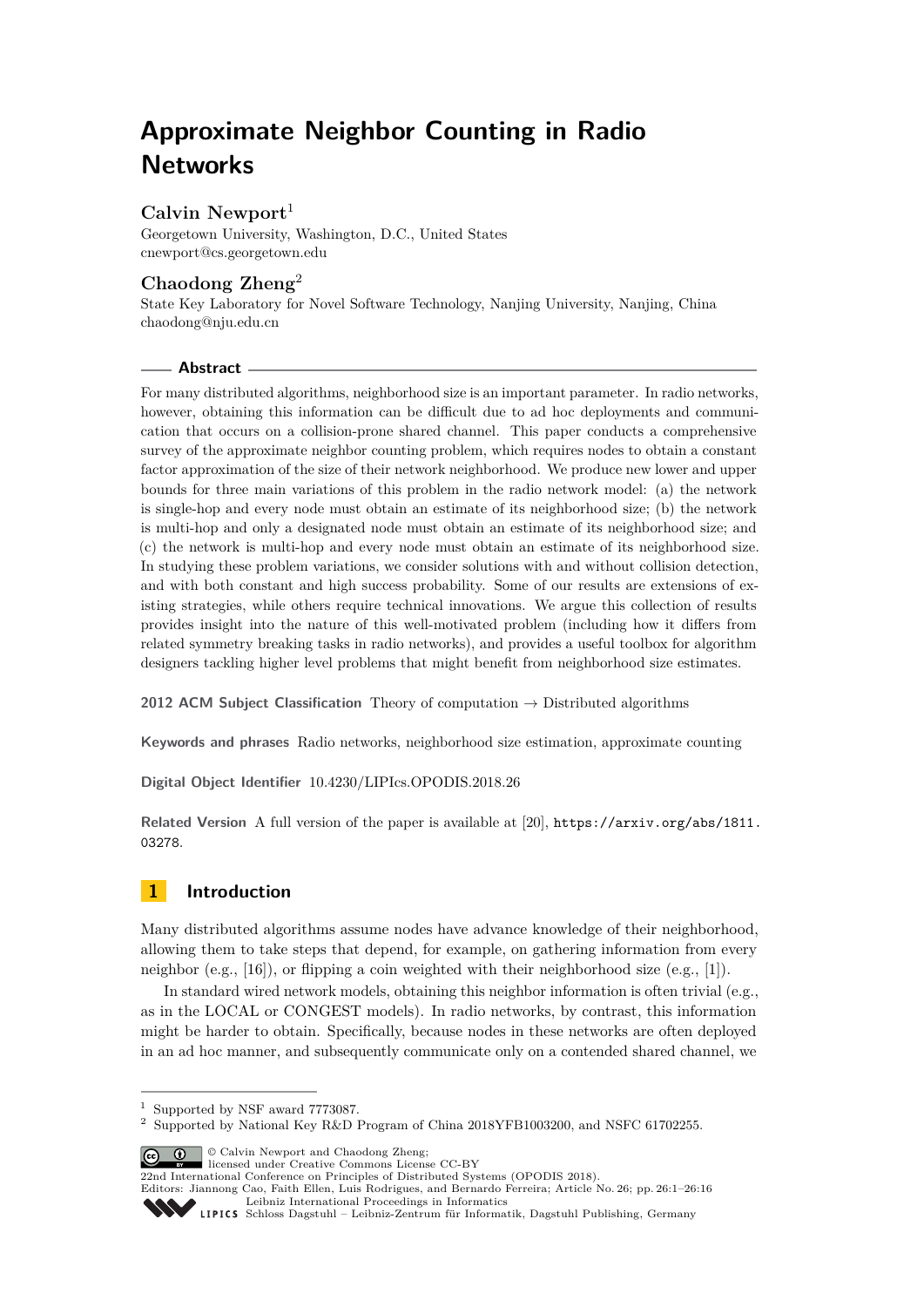# Approximate Neighbor Counting in Radio Networks

**Calvin Newport**[1]

Georgetown University, Washington, D.C., United States
cnewport@cs.georgetown.edu

**Chaodong Zheng**[2]

State Key Laboratory for Novel Software Technology, Nanjing University, Nanjing, China
chaodong@nju.edu.cn

## Abstract

For many distributed algorithms, neighborhood size is an important parameter. In radio networks, however, obtaining this information can be difficult due to ad hoc deployments and communication that occurs on a collision-prone shared channel. This paper conducts a comprehensive survey of the approximate neighbor counting problem, which requires nodes to obtain a constant factor approximation of the size of their network neighborhood. We produce new lower and upper bounds for three main variations of this problem in the radio network model: (a) the network is single-hop and every node must obtain an estimate of its neighborhood size; (b) the network is multi-hop and only a designated node must obtain an estimate of its neighborhood size; and (c) the network is multi-hop and every node must obtain an estimate of its neighborhood size. In studying these problem variations, we consider solutions with and without collision detection, and with both constant and high success probability. Some of our results are extensions of existing strategies, while others require technical innovations. We argue this collection of results provides insight into the nature of this well-motivated problem (including how it differs from related symmetry breaking tasks in radio networks), and provides a useful toolbox for algorithm designers tackling higher level problems that might benefit from neighborhood size estimates.

**2012 ACM Subject Classification** Theory of computation → Distributed algorithms

**Keywords and phrases** Radio networks, neighborhood size estimation, approximate counting

**Digital Object Identifier** 10.4230/LIPIcs.OPODIS.2018.26

**Related Version** A full version of the paper is available at [20], `https://arxiv.org/abs/1811.03278`.

## 1 Introduction

Many distributed algorithms assume nodes have advance knowledge of their neighborhood, allowing them to take steps that depend, for example, on gathering information from every neighbor (e.g., [16]), or flipping a coin weighted with their neighborhood size (e.g., [1]).

In standard wired network models, obtaining this neighbor information is often trivial (e.g., as in the LOCAL or CONGEST models). In radio networks, by contrast, this information might be harder to obtain. Specifically, because nodes in these networks are often deployed in an ad hoc manner, and subsequently communicate only on a contended shared channel, we

---

[1] Supported by NSF award 7773087.
[2] Supported by National Key R&D Program of China 2018YFB1003200, and NSFC 61702255.

© Calvin Newport and Chaodong Zheng; licensed under Creative Commons License CC-BY
22nd International Conference on Principles of Distributed Systems (OPODIS 2018).
Editors: Jiannong Cao, Faith Ellen, Luis Rodrigues, and Bernardo Ferreira; Article No. 26; pp. 26:1–26:16
Leibniz International Proceedings in Informatics
LIPICS Schloss Dagstuhl – Leibniz-Zentrum für Informatik, Dagstuhl Publishing, Germany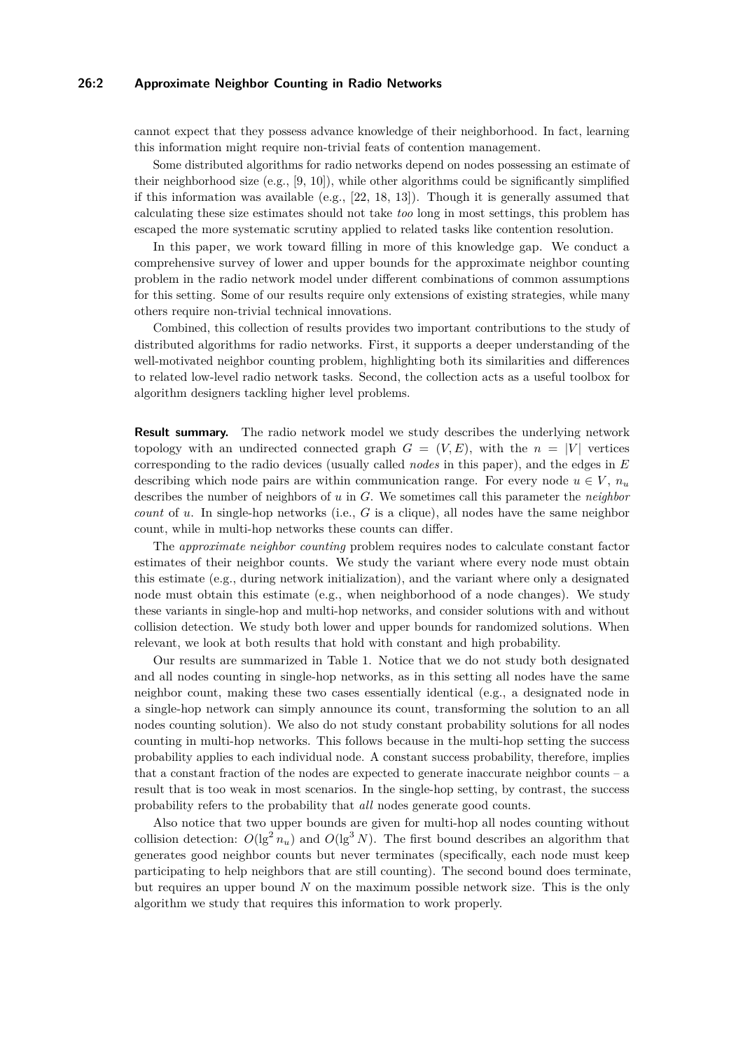cannot expect that they possess advance knowledge of their neighborhood. In fact, learning this information might require non-trivial feats of contention management.

Some distributed algorithms for radio networks depend on nodes possessing an estimate of their neighborhood size (e.g., [9, 10]), while other algorithms could be significantly simplified if this information was available (e.g., [22, 18, 13]). Though it is generally assumed that calculating these size estimates should not take *too* long in most settings, this problem has escaped the more systematic scrutiny applied to related tasks like contention resolution.

In this paper, we work toward filling in more of this knowledge gap. We conduct a comprehensive survey of lower and upper bounds for the approximate neighbor counting problem in the radio network model under different combinations of common assumptions for this setting. Some of our results require only extensions of existing strategies, while many others require non-trivial technical innovations.

Combined, this collection of results provides two important contributions to the study of distributed algorithms for radio networks. First, it supports a deeper understanding of the well-motivated neighbor counting problem, highlighting both its similarities and differences to related low-level radio network tasks. Second, the collection acts as a useful toolbox for algorithm designers tackling higher level problems.

**Result summary.** The radio network model we study describes the underlying network topology with an undirected connected graph $G = (V, E)$, with the $n = |V|$ vertices corresponding to the radio devices (usually called *nodes* in this paper), and the edges in $E$ describing which node pairs are within communication range. For every node $u \in V$, $n_u$ describes the number of neighbors of $u$ in $G$. We sometimes call this parameter the *neighbor count* of $u$. In single-hop networks (i.e., $G$ is a clique), all nodes have the same neighbor count, while in multi-hop networks these counts can differ.

The *approximate neighbor counting* problem requires nodes to calculate constant factor estimates of their neighbor counts. We study the variant where every node must obtain this estimate (e.g., during network initialization), and the variant where only a designated node must obtain this estimate (e.g., when neighborhood of a node changes). We study these variants in single-hop and multi-hop networks, and consider solutions with and without collision detection. We study both lower and upper bounds for randomized solutions. When relevant, we look at both results that hold with constant and high probability.

Our results are summarized in Table 1. Notice that we do not study both designated and all nodes counting in single-hop networks, as in this setting all nodes have the same neighbor count, making these two cases essentially identical (e.g., a designated node in a single-hop network can simply announce its count, transforming the solution to an all nodes counting solution). We also do not study constant probability solutions for all nodes counting in multi-hop networks. This follows because in the multi-hop setting the success probability applies to each individual node. A constant success probability, therefore, implies that a constant fraction of the nodes are expected to generate inaccurate neighbor counts – a result that is too weak in most scenarios. In the single-hop setting, by contrast, the success probability refers to the probability that *all* nodes generate good counts.

Also notice that two upper bounds are given for multi-hop all nodes counting without collision detection: $O(\lg^2 n_u)$ and $O(\lg^3 N)$. The first bound describes an algorithm that generates good neighbor counts but never terminates (specifically, each node must keep participating to help neighbors that are still counting). The second bound does terminate, but requires an upper bound $N$ on the maximum possible network size. This is the only algorithm we study that requires this information to work properly.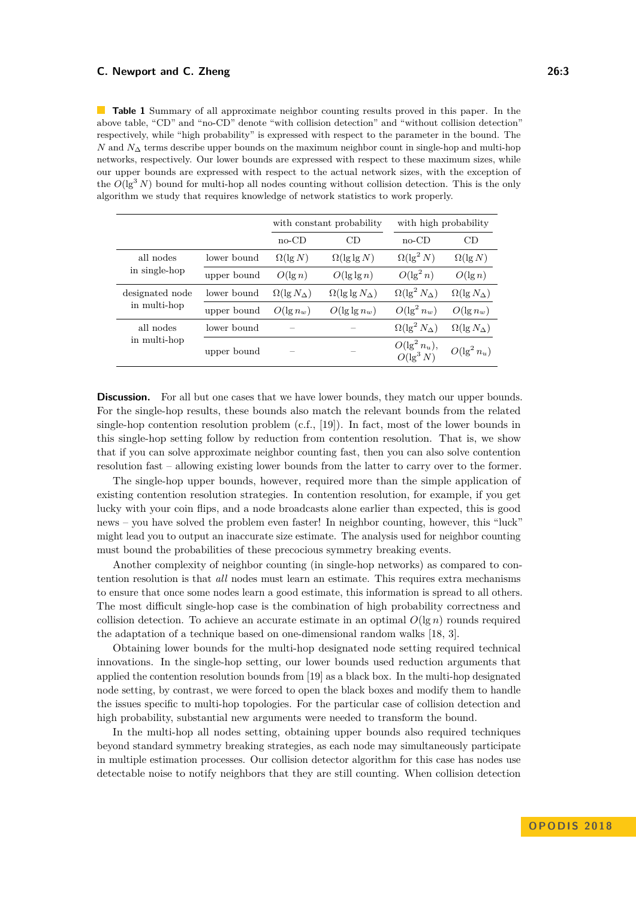**Table 1** Summary of all approximate neighbor counting results proved in this paper. In the above table, "CD" and "no-CD" denote "with collision detection" and "without collision detection" respectively, while "high probability" is expressed with respect to the parameter in the bound. The $N$ and $N_\Delta$ terms describe upper bounds on the maximum neighbor count in single-hop and multi-hop networks, respectively. Our lower bounds are expressed with respect to these maximum sizes, while our upper bounds are expressed with respect to the actual network sizes, with the exception of the $O(\lg^3 N)$ bound for multi-hop all nodes counting without collision detection. This is the only algorithm we study that requires knowledge of network statistics to work properly.

| | | with constant probability | | with high probability | |
|---|---|---|---|---|---|
| | | no-CD | CD | no-CD | CD |
| all nodes in single-hop | lower bound | $\Omega(\lg N)$ | $\Omega(\lg\lg N)$ | $\Omega(\lg^2 N)$ | $\Omega(\lg N)$ |
| | upper bound | $O(\lg n)$ | $O(\lg\lg n)$ | $O(\lg^2 n)$ | $O(\lg n)$ |
| designated node in multi-hop | lower bound | $\Omega(\lg N_\Delta)$ | $\Omega(\lg\lg N_\Delta)$ | $\Omega(\lg^2 N_\Delta)$ | $\Omega(\lg N_\Delta)$ |
| | upper bound | $O(\lg n_w)$ | $O(\lg\lg n_w)$ | $O(\lg^2 n_w)$ | $O(\lg n_w)$ |
| all nodes in multi-hop | lower bound | – | – | $\Omega(\lg^2 N_\Delta)$ | $\Omega(\lg N_\Delta)$ |
| | upper bound | – | – | $O(\lg^2 n_u)$, $O(\lg^3 N)$ | $O(\lg^2 n_u)$ |

**Discussion.** For all but one cases that we have lower bounds, they match our upper bounds. For the single-hop results, these bounds also match the relevant bounds from the related single-hop contention resolution problem (c.f., [19]). In fact, most of the lower bounds in this single-hop setting follow by reduction from contention resolution. That is, we show that if you can solve approximate neighbor counting fast, then you can also solve contention resolution fast – allowing existing lower bounds from the latter to carry over to the former.

The single-hop upper bounds, however, required more than the simple application of existing contention resolution strategies. In contention resolution, for example, if you get lucky with your coin flips, and a node broadcasts alone earlier than expected, this is good news – you have solved the problem even faster! In neighbor counting, however, this "luck" might lead you to output an inaccurate size estimate. The analysis used for neighbor counting must bound the probabilities of these precocious symmetry breaking events.

Another complexity of neighbor counting (in single-hop networks) as compared to contention resolution is that *all* nodes must learn an estimate. This requires extra mechanisms to ensure that once some nodes learn a good estimate, this information is spread to all others. The most difficult single-hop case is the combination of high probability correctness and collision detection. To achieve an accurate estimate in an optimal $O(\lg n)$ rounds required the adaptation of a technique based on one-dimensional random walks [18, 3].

Obtaining lower bounds for the multi-hop designated node setting required technical innovations. In the single-hop setting, our lower bounds used reduction arguments that applied the contention resolution bounds from [19] as a black box. In the multi-hop designated node setting, by contrast, we were forced to open the black boxes and modify them to handle the issues specific to multi-hop topologies. For the particular case of collision detection and high probability, substantial new arguments were needed to transform the bound.

In the multi-hop all nodes setting, obtaining upper bounds also required techniques beyond standard symmetry breaking strategies, as each node may simultaneously participate in multiple estimation processes. Our collision detector algorithm for this case has nodes use detectable noise to notify neighbors that they are still counting. When collision detection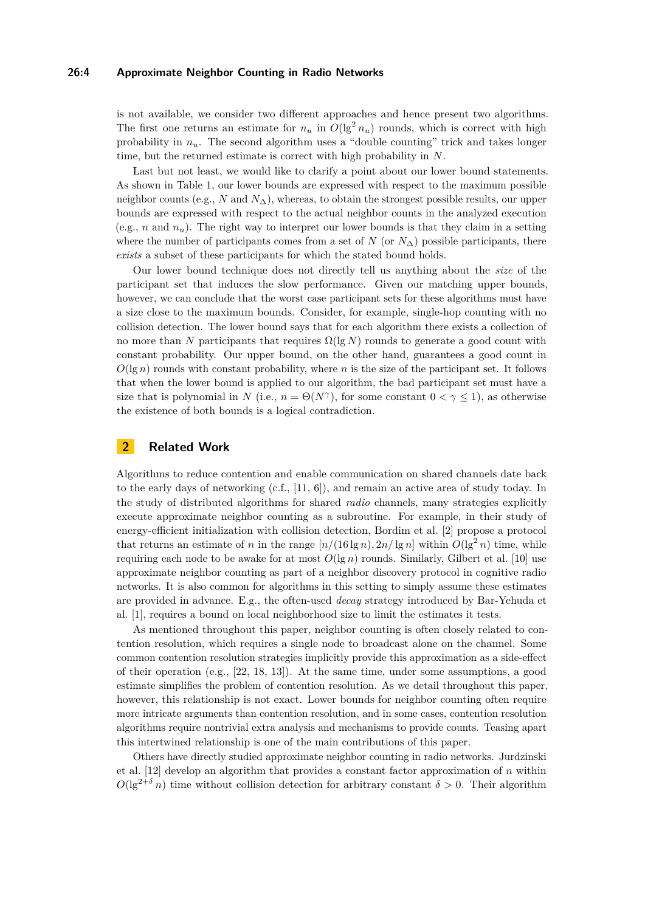is not available, we consider two different approaches and hence present two algorithms. The first one returns an estimate for $n_u$ in $O(\lg^2 n_u)$ rounds, which is correct with high probability in $n_u$. The second algorithm uses a "double counting" trick and takes longer time, but the returned estimate is correct with high probability in $N$.

Last but not least, we would like to clarify a point about our lower bound statements. As shown in Table 1, our lower bounds are expressed with respect to the maximum possible neighbor counts (e.g., $N$ and $N_\Delta$), whereas, to obtain the strongest possible results, our upper bounds are expressed with respect to the actual neighbor counts in the analyzed execution (e.g., $n$ and $n_u$). The right way to interpret our lower bounds is that they claim in a setting where the number of participants comes from a set of $N$ (or $N_\Delta$) possible participants, there *exists* a subset of these participants for which the stated bound holds.

Our lower bound technique does not directly tell us anything about the *size* of the participant set that induces the slow performance. Given our matching upper bounds, however, we can conclude that the worst case participant sets for these algorithms must have a size close to the maximum bounds. Consider, for example, single-hop counting with no collision detection. The lower bound says that for each algorithm there exists a collection of no more than $N$ participants that requires $\Omega(\lg N)$ rounds to generate a good count with constant probability. Our upper bound, on the other hand, guarantees a good count in $O(\lg n)$ rounds with constant probability, where $n$ is the size of the participant set. It follows that when the lower bound is applied to our algorithm, the bad participant set must have a size that is polynomial in $N$ (i.e., $n = \Theta(N^\gamma)$, for some constant $0 < \gamma \le 1$), as otherwise the existence of both bounds is a logical contradiction.

## 2 Related Work

Algorithms to reduce contention and enable communication on shared channels date back to the early days of networking (c.f., [11, 6]), and remain an active area of study today. In the study of distributed algorithms for shared *radio* channels, many strategies explicitly execute approximate neighbor counting as a subroutine. For example, in their study of energy-efficient initialization with collision detection, Bordim et al. [2] propose a protocol that returns an estimate of $n$ in the range $[n/(16\lg n), 2n/\lg n]$ within $O(\lg^2 n)$ time, while requiring each node to be awake for at most $O(\lg n)$ rounds. Similarly, Gilbert et al. [10] use approximate neighbor counting as part of a neighbor discovery protocol in cognitive radio networks. It is also common for algorithms in this setting to simply assume these estimates are provided in advance. E.g., the often-used *decay* strategy introduced by Bar-Yehuda et al. [1], requires a bound on local neighborhood size to limit the estimates it tests.

As mentioned throughout this paper, neighbor counting is often closely related to contention resolution, which requires a single node to broadcast alone on the channel. Some common contention resolution strategies implicitly provide this approximation as a side-effect of their operation (e.g., [22, 18, 13]). At the same time, under some assumptions, a good estimate simplifies the problem of contention resolution. As we detail throughout this paper, however, this relationship is not exact. Lower bounds for neighbor counting often require more intricate arguments than contention resolution, and in some cases, contention resolution algorithms require nontrivial extra analysis and mechanisms to provide counts. Teasing apart this intertwined relationship is one of the main contributions of this paper.

Others have directly studied approximate neighbor counting in radio networks. Jurdzinski et al. [12] develop an algorithm that provides a constant factor approximation of $n$ within $O(\lg^{2+\delta} n)$ time without collision detection for arbitrary constant $\delta > 0$. Their algorithm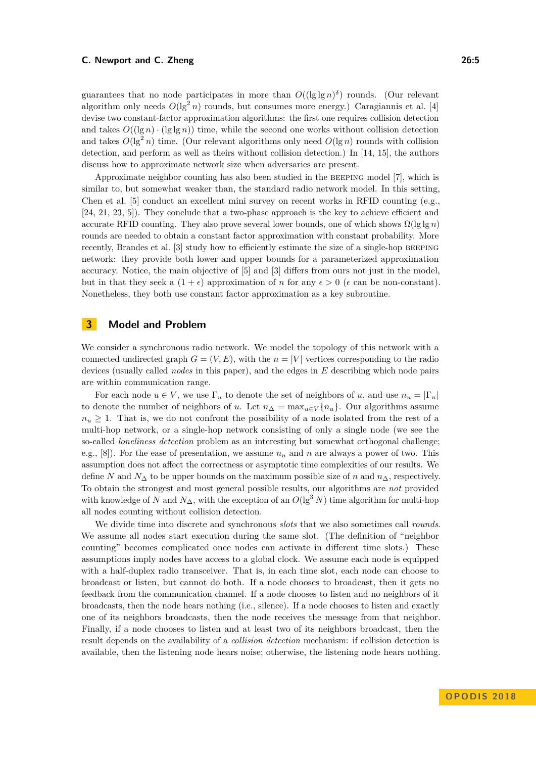guarantees that no node participates in more than $O((\lg\lg n)^\delta)$ rounds. (Our relevant algorithm only needs $O(\lg^2 n)$ rounds, but consumes more energy.) Caragiannis et al. [4] devise two constant-factor approximation algorithms: the first one requires collision detection and takes $O((\lg n)\cdot(\lg\lg n))$ time, while the second one works without collision detection and takes $O(\lg^2 n)$ time. (Our relevant algorithms only need $O(\lg n)$ rounds with collision detection, and perform as well as theirs without collision detection.) In [14, 15], the authors discuss how to approximate network size when adversaries are present.

Approximate neighbor counting has also been studied in the BEEPING model [7], which is similar to, but somewhat weaker than, the standard radio network model. In this setting, Chen et al. [5] conduct an excellent mini survey on recent works in RFID counting (e.g., [24, 21, 23, 5]). They conclude that a two-phase approach is the key to achieve efficient and accurate RFID counting. They also prove several lower bounds, one of which shows $\Omega(\lg\lg n)$ rounds are needed to obtain a constant factor approximation with constant probability. More recently, Brandes et al. [3] study how to efficiently estimate the size of a single-hop BEEPING network: they provide both lower and upper bounds for a parameterized approximation accuracy. Notice, the main objective of [5] and [3] differs from ours not just in the model, but in that they seek a $(1+\epsilon)$ approximation of $n$ for any $\epsilon > 0$ ($\epsilon$ can be non-constant). Nonetheless, they both use constant factor approximation as a key subroutine.

## 3 Model and Problem

We consider a synchronous radio network. We model the topology of this network with a connected undirected graph $G = (V, E)$, with the $n = |V|$ vertices corresponding to the radio devices (usually called *nodes* in this paper), and the edges in $E$ describing which node pairs are within communication range.

For each node $u \in V$, we use $\Gamma_u$ to denote the set of neighbors of $u$, and use $n_u = |\Gamma_u|$ to denote the number of neighbors of $u$. Let $n_\Delta = \max_{u\in V}\{n_u\}$. Our algorithms assume $n_u \geq 1$. That is, we do not confront the possibility of a node isolated from the rest of a multi-hop network, or a single-hop network consisting of only a single node (we see the so-called *loneliness detection* problem as an interesting but somewhat orthogonal challenge; e.g., [8]). For the ease of presentation, we assume $n_u$ and $n$ are always a power of two. This assumption does not affect the correctness or asymptotic time complexities of our results. We define $N$ and $N_\Delta$ to be upper bounds on the maximum possible size of $n$ and $n_\Delta$, respectively. To obtain the strongest and most general possible results, our algorithms are *not* provided with knowledge of $N$ and $N_\Delta$, with the exception of an $O(\lg^3 N)$ time algorithm for multi-hop all nodes counting without collision detection.

We divide time into discrete and synchronous *slots* that we also sometimes call *rounds*. We assume all nodes start execution during the same slot. (The definition of "neighbor counting" becomes complicated once nodes can activate in different time slots.) These assumptions imply nodes have access to a global clock. We assume each node is equipped with a half-duplex radio transceiver. That is, in each time slot, each node can choose to broadcast or listen, but cannot do both. If a node chooses to broadcast, then it gets no feedback from the communication channel. If a node chooses to listen and no neighbors of it broadcasts, then the node hears nothing (i.e., silence). If a node chooses to listen and exactly one of its neighbors broadcasts, then the node receives the message from that neighbor. Finally, if a node chooses to listen and at least two of its neighbors broadcast, then the result depends on the availability of a *collision detection* mechanism: if collision detection is available, then the listening node hears noise; otherwise, the listening node hears nothing.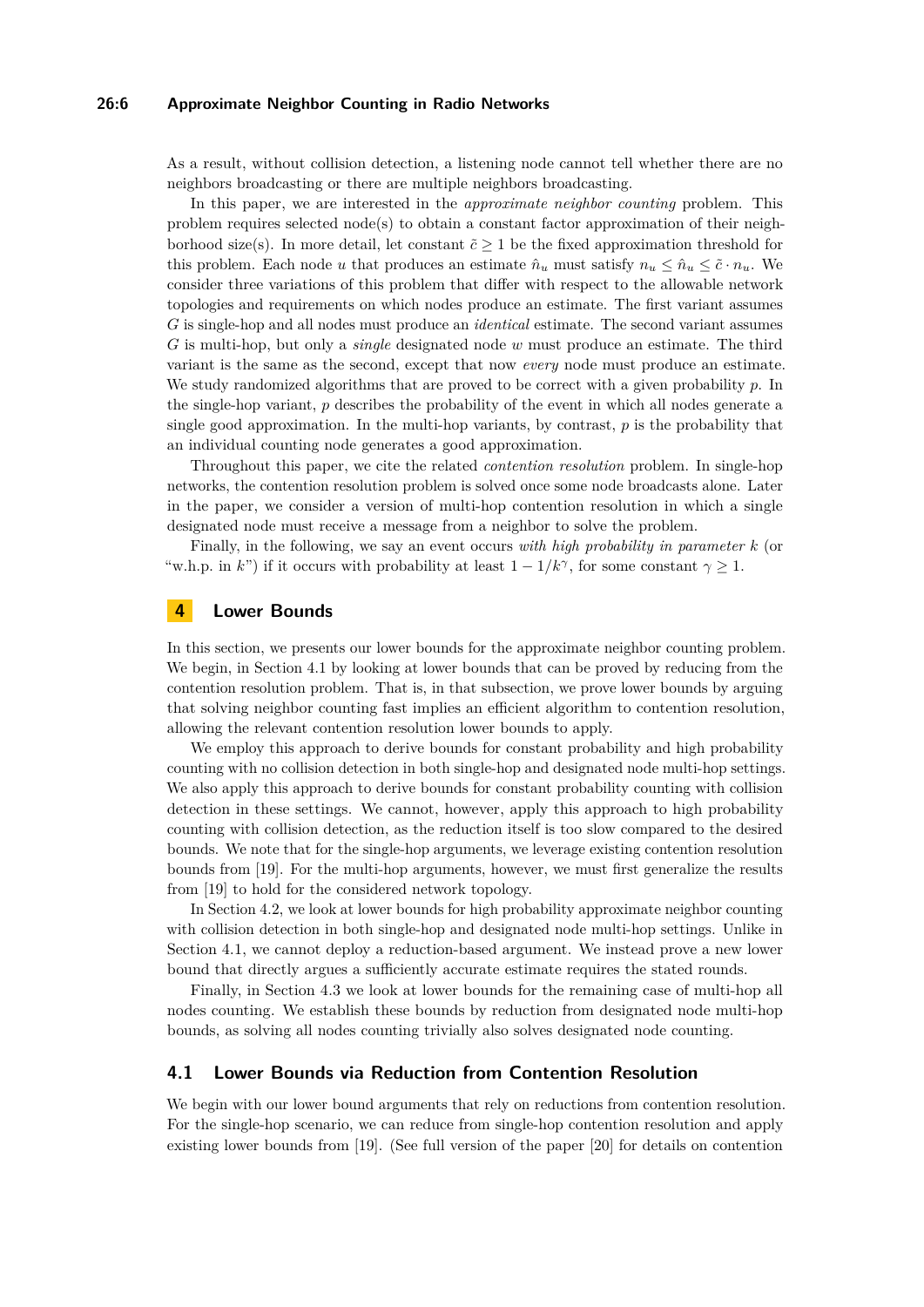As a result, without collision detection, a listening node cannot tell whether there are no neighbors broadcasting or there are multiple neighbors broadcasting.

In this paper, we are interested in the *approximate neighbor counting* problem. This problem requires selected node(s) to obtain a constant factor approximation of their neighborhood size(s). In more detail, let constant $\tilde{c} \geq 1$ be the fixed approximation threshold for this problem. Each node $u$ that produces an estimate $\hat{n}_u$ must satisfy $n_u \leq \hat{n}_u \leq \tilde{c} \cdot n_u$. We consider three variations of this problem that differ with respect to the allowable network topologies and requirements on which nodes produce an estimate. The first variant assumes $G$ is single-hop and all nodes must produce an *identical* estimate. The second variant assumes $G$ is multi-hop, but only a *single* designated node $w$ must produce an estimate. The third variant is the same as the second, except that now *every* node must produce an estimate. We study randomized algorithms that are proved to be correct with a given probability $p$. In the single-hop variant, $p$ describes the probability of the event in which all nodes generate a single good approximation. In the multi-hop variants, by contrast, $p$ is the probability that an individual counting node generates a good approximation.

Throughout this paper, we cite the related *contention resolution* problem. In single-hop networks, the contention resolution problem is solved once some node broadcasts alone. Later in the paper, we consider a version of multi-hop contention resolution in which a single designated node must receive a message from a neighbor to solve the problem.

Finally, in the following, we say an event occurs *with high probability in parameter $k$* (or "w.h.p. in $k$") if it occurs with probability at least $1 - 1/k^{\gamma}$, for some constant $\gamma \geq 1$.

## 4 Lower Bounds

In this section, we presents our lower bounds for the approximate neighbor counting problem. We begin, in Section 4.1 by looking at lower bounds that can be proved by reducing from the contention resolution problem. That is, in that subsection, we prove lower bounds by arguing that solving neighbor counting fast implies an efficient algorithm to contention resolution, allowing the relevant contention resolution lower bounds to apply.

We employ this approach to derive bounds for constant probability and high probability counting with no collision detection in both single-hop and designated node multi-hop settings. We also apply this approach to derive bounds for constant probability counting with collision detection in these settings. We cannot, however, apply this approach to high probability counting with collision detection, as the reduction itself is too slow compared to the desired bounds. We note that for the single-hop arguments, we leverage existing contention resolution bounds from [19]. For the multi-hop arguments, however, we must first generalize the results from [19] to hold for the considered network topology.

In Section 4.2, we look at lower bounds for high probability approximate neighbor counting with collision detection in both single-hop and designated node multi-hop settings. Unlike in Section 4.1, we cannot deploy a reduction-based argument. We instead prove a new lower bound that directly argues a sufficiently accurate estimate requires the stated rounds.

Finally, in Section 4.3 we look at lower bounds for the remaining case of multi-hop all nodes counting. We establish these bounds by reduction from designated node multi-hop bounds, as solving all nodes counting trivially also solves designated node counting.

### 4.1 Lower Bounds via Reduction from Contention Resolution

We begin with our lower bound arguments that rely on reductions from contention resolution. For the single-hop scenario, we can reduce from single-hop contention resolution and apply existing lower bounds from [19]. (See full version of the paper [20] for details on contention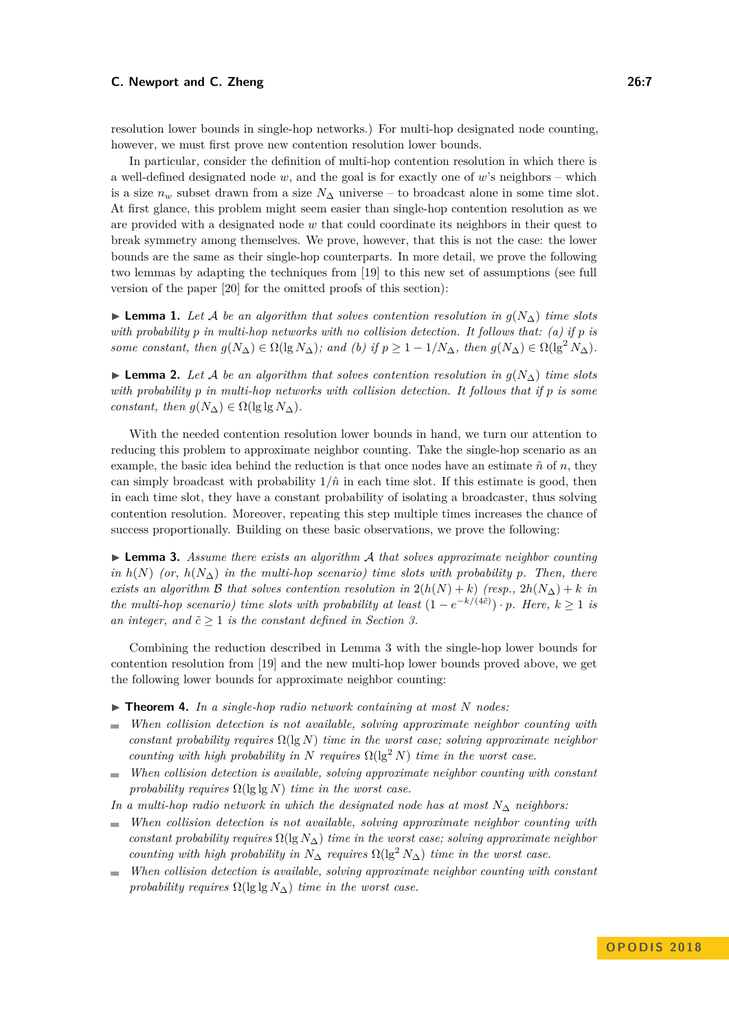resolution lower bounds in single-hop networks.) For multi-hop designated node counting, however, we must first prove new contention resolution lower bounds.

In particular, consider the definition of multi-hop contention resolution in which there is a well-defined designated node $w$, and the goal is for exactly one of $w$'s neighbors – which is a size $n_w$ subset drawn from a size $N_\Delta$ universe – to broadcast alone in some time slot. At first glance, this problem might seem easier than single-hop contention resolution as we are provided with a designated node $w$ that could coordinate its neighbors in their quest to break symmetry among themselves. We prove, however, that this is not the case: the lower bounds are the same as their single-hop counterparts. In more detail, we prove the following two lemmas by adapting the techniques from [19] to this new set of assumptions (see full version of the paper [20] for the omitted proofs of this section):

▶ **Lemma 1.** *Let $\mathcal{A}$ be an algorithm that solves contention resolution in $g(N_\Delta)$ time slots with probability $p$ in multi-hop networks with no collision detection. It follows that: (a) if $p$ is some constant, then $g(N_\Delta) \in \Omega(\lg N_\Delta)$; and (b) if $p \geq 1 - 1/N_\Delta$, then $g(N_\Delta) \in \Omega(\lg^2 N_\Delta)$.*

▶ **Lemma 2.** *Let $\mathcal{A}$ be an algorithm that solves contention resolution in $g(N_\Delta)$ time slots with probability $p$ in multi-hop networks with collision detection. It follows that if $p$ is some constant, then $g(N_\Delta) \in \Omega(\lg \lg N_\Delta)$.*

With the needed contention resolution lower bounds in hand, we turn our attention to reducing this problem to approximate neighbor counting. Take the single-hop scenario as an example, the basic idea behind the reduction is that once nodes have an estimate $\hat{n}$ of $n$, they can simply broadcast with probability $1/\hat{n}$ in each time slot. If this estimate is good, then in each time slot, they have a constant probability of isolating a broadcaster, thus solving contention resolution. Moreover, repeating this step multiple times increases the chance of success proportionally. Building on these basic observations, we prove the following:

▶ **Lemma 3.** *Assume there exists an algorithm $\mathcal{A}$ that solves approximate neighbor counting in $h(N)$ (or, $h(N_\Delta)$ in the multi-hop scenario) time slots with probability $p$. Then, there exists an algorithm $\mathcal{B}$ that solves contention resolution in $2(h(N) + k)$ (resp., $2h(N_\Delta) + k$ in the multi-hop scenario) time slots with probability at least $(1 - e^{-k/(4\tilde{c})}) \cdot p$. Here, $k \geq 1$ is an integer, and $\tilde{c} \geq 1$ is the constant defined in Section 3.*

Combining the reduction described in Lemma 3 with the single-hop lower bounds for contention resolution from [19] and the new multi-hop lower bounds proved above, we get the following lower bounds for approximate neighbor counting:

▶ **Theorem 4.** *In a single-hop radio network containing at most $N$ nodes:*

- *When collision detection is not available, solving approximate neighbor counting with constant probability requires $\Omega(\lg N)$ time in the worst case; solving approximate neighbor counting with high probability in $N$ requires $\Omega(\lg^2 N)$ time in the worst case.*
- *When collision detection is available, solving approximate neighbor counting with constant probability requires $\Omega(\lg \lg N)$ time in the worst case.*

*In a multi-hop radio network in which the designated node has at most $N_\Delta$ neighbors:*

- *When collision detection is not available, solving approximate neighbor counting with constant probability requires $\Omega(\lg N_\Delta)$ time in the worst case; solving approximate neighbor counting with high probability in $N_\Delta$ requires $\Omega(\lg^2 N_\Delta)$ time in the worst case.*
- *When collision detection is available, solving approximate neighbor counting with constant probability requires $\Omega(\lg \lg N_\Delta)$ time in the worst case.*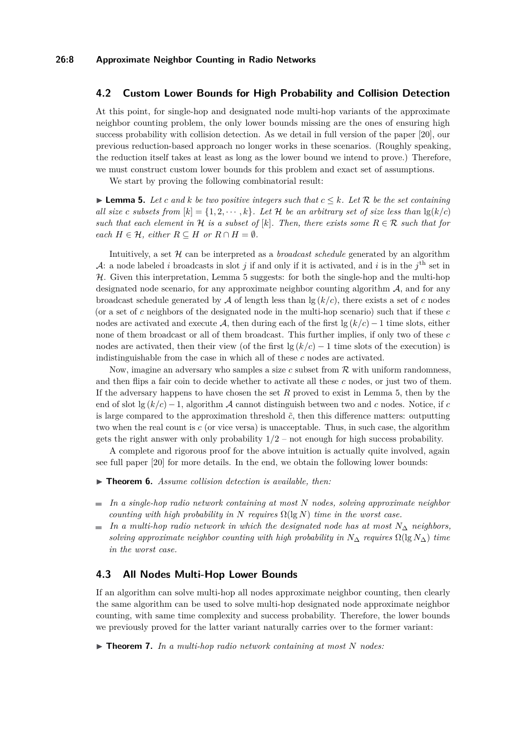## 4.2 Custom Lower Bounds for High Probability and Collision Detection

At this point, for single-hop and designated node multi-hop variants of the approximate neighbor counting problem, the only lower bounds missing are the ones of ensuring high success probability with collision detection. As we detail in full version of the paper [20], our previous reduction-based approach no longer works in these scenarios. (Roughly speaking, the reduction itself takes at least as long as the lower bound we intend to prove.) Therefore, we must construct custom lower bounds for this problem and exact set of assumptions.

We start by proving the following combinatorial result:

▶ **Lemma 5.** *Let $c$ and $k$ be two positive integers such that $c \leq k$. Let $\mathcal{R}$ be the set containing all size $c$ subsets from $[k] = \{1, 2, \cdots, k\}$. Let $\mathcal{H}$ be an arbitrary set of size less than $\lg(k/c)$ such that each element in $\mathcal{H}$ is a subset of $[k]$. Then, there exists some $R \in \mathcal{R}$ such that for each $H \in \mathcal{H}$, either $R \subseteq H$ or $R \cap H = \emptyset$.*

Intuitively, a set $\mathcal{H}$ can be interpreted as a *broadcast schedule* generated by an algorithm $\mathcal{A}$: a node labeled $i$ broadcasts in slot $j$ if and only if it is activated, and $i$ is in the $j^{\text{th}}$ set in $\mathcal{H}$. Given this interpretation, Lemma 5 suggests: for both the single-hop and the multi-hop designated node scenario, for any approximate neighbor counting algorithm $\mathcal{A}$, and for any broadcast schedule generated by $\mathcal{A}$ of length less than $\lg(k/c)$, there exists a set of $c$ nodes (or a set of $c$ neighbors of the designated node in the multi-hop scenario) such that if these $c$ nodes are activated and execute $\mathcal{A}$, then during each of the first $\lg(k/c) - 1$ time slots, either none of them broadcast or all of them broadcast. This further implies, if only two of these $c$ nodes are activated, then their view (of the first $\lg(k/c) - 1$ time slots of the execution) is indistinguishable from the case in which all of these $c$ nodes are activated.

Now, imagine an adversary who samples a size $c$ subset from $\mathcal{R}$ with uniform randomness, and then flips a fair coin to decide whether to activate all these $c$ nodes, or just two of them. If the adversary happens to have chosen the set $R$ proved to exist in Lemma 5, then by the end of slot $\lg(k/c) - 1$, algorithm $\mathcal{A}$ cannot distinguish between two and $c$ nodes. Notice, if $c$ is large compared to the approximation threshold $\tilde{c}$, then this difference matters: outputting two when the real count is $c$ (or vice versa) is unacceptable. Thus, in such case, the algorithm gets the right answer with only probability $1/2$ – not enough for high success probability.

A complete and rigorous proof for the above intuition is actually quite involved, again see full paper [20] for more details. In the end, we obtain the following lower bounds:

▶ **Theorem 6.** *Assume collision detection is available, then:*

- *In a single-hop radio network containing at most $N$ nodes, solving approximate neighbor counting with high probability in $N$ requires $\Omega(\lg N)$ time in the worst case.*
- *In a multi-hop radio network in which the designated node has at most $N_\Delta$ neighbors, solving approximate neighbor counting with high probability in $N_\Delta$ requires $\Omega(\lg N_\Delta)$ time in the worst case.*

## 4.3 All Nodes Multi-Hop Lower Bounds

If an algorithm can solve multi-hop all nodes approximate neighbor counting, then clearly the same algorithm can be used to solve multi-hop designated node approximate neighbor counting, with same time complexity and success probability. Therefore, the lower bounds we previously proved for the latter variant naturally carries over to the former variant:

▶ **Theorem 7.** *In a multi-hop radio network containing at most $N$ nodes:*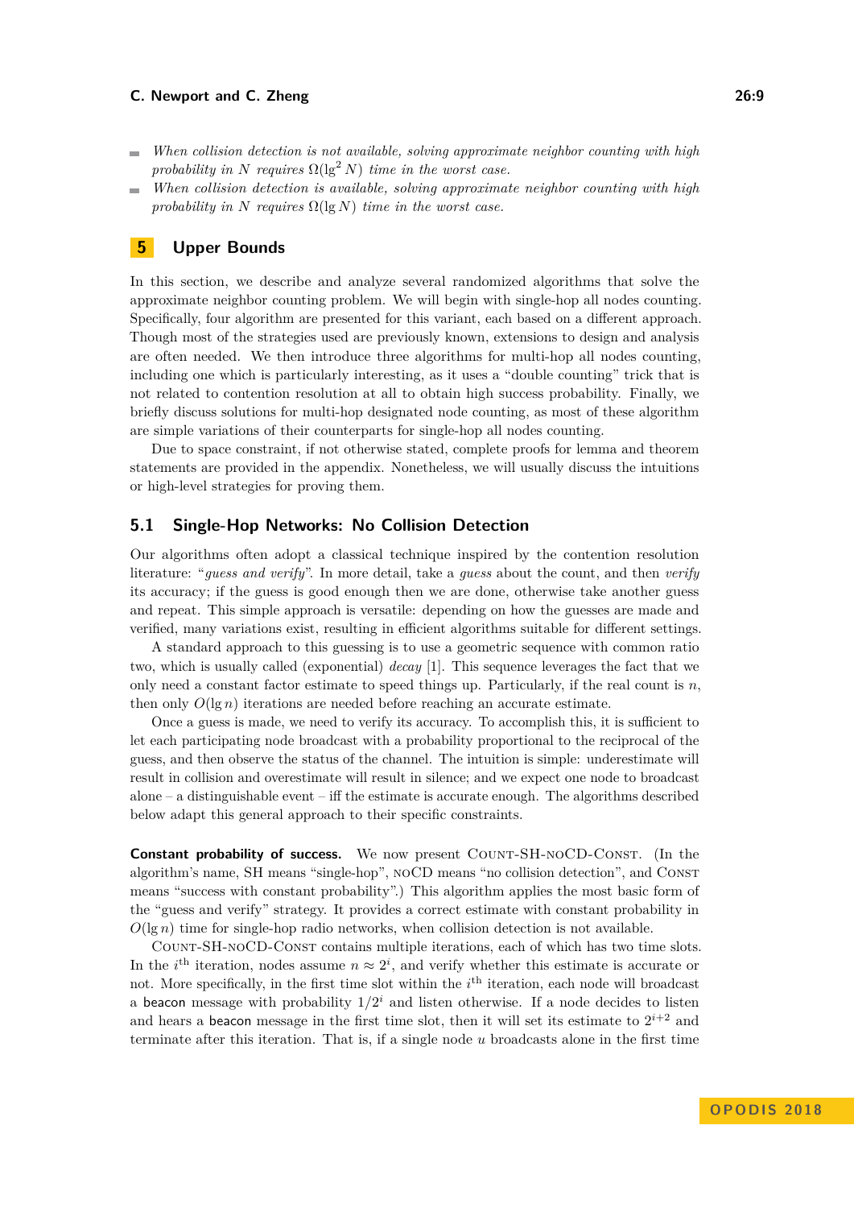- *When collision detection is not available, solving approximate neighbor counting with high probability in $N$ requires $\Omega(\lg^2 N)$ time in the worst case.*
- *When collision detection is available, solving approximate neighbor counting with high probability in $N$ requires $\Omega(\lg N)$ time in the worst case.*

## 5 Upper Bounds

In this section, we describe and analyze several randomized algorithms that solve the approximate neighbor counting problem. We will begin with single-hop all nodes counting. Specifically, four algorithm are presented for this variant, each based on a different approach. Though most of the strategies used are previously known, extensions to design and analysis are often needed. We then introduce three algorithms for multi-hop all nodes counting, including one which is particularly interesting, as it uses a "double counting" trick that is not related to contention resolution at all to obtain high success probability. Finally, we briefly discuss solutions for multi-hop designated node counting, as most of these algorithm are simple variations of their counterparts for single-hop all nodes counting.

Due to space constraint, if not otherwise stated, complete proofs for lemma and theorem statements are provided in the appendix. Nonetheless, we will usually discuss the intuitions or high-level strategies for proving them.

### 5.1 Single-Hop Networks: No Collision Detection

Our algorithms often adopt a classical technique inspired by the contention resolution literature: "*guess and verify*". In more detail, take a *guess* about the count, and then *verify* its accuracy; if the guess is good enough then we are done, otherwise take another guess and repeat. This simple approach is versatile: depending on how the guesses are made and verified, many variations exist, resulting in efficient algorithms suitable for different settings.

A standard approach to this guessing is to use a geometric sequence with common ratio two, which is usually called (exponential) *decay* [1]. This sequence leverages the fact that we only need a constant factor estimate to speed things up. Particularly, if the real count is $n$, then only $O(\lg n)$ iterations are needed before reaching an accurate estimate.

Once a guess is made, we need to verify its accuracy. To accomplish this, it is sufficient to let each participating node broadcast with a probability proportional to the reciprocal of the guess, and then observe the status of the channel. The intuition is simple: underestimate will result in collision and overestimate will result in silence; and we expect one node to broadcast alone – a distinguishable event – iff the estimate is accurate enough. The algorithms described below adapt this general approach to their specific constraints.

**Constant probability of success.** We now present COUNT-SH-noCD-CONST. (In the algorithm's name, SH means "single-hop", noCD means "no collision detection", and CONST means "success with constant probability".) This algorithm applies the most basic form of the "guess and verify" strategy. It provides a correct estimate with constant probability in $O(\lg n)$ time for single-hop radio networks, when collision detection is not available.

COUNT-SH-noCD-CONST contains multiple iterations, each of which has two time slots. In the $i^{\text{th}}$ iteration, nodes assume $n \approx 2^i$, and verify whether this estimate is accurate or not. More specifically, in the first time slot within the $i^{\text{th}}$ iteration, each node will broadcast a beacon message with probability $1/2^i$ and listen otherwise. If a node decides to listen and hears a beacon message in the first time slot, then it will set its estimate to $2^{i+2}$ and terminate after this iteration. That is, if a single node $u$ broadcasts alone in the first time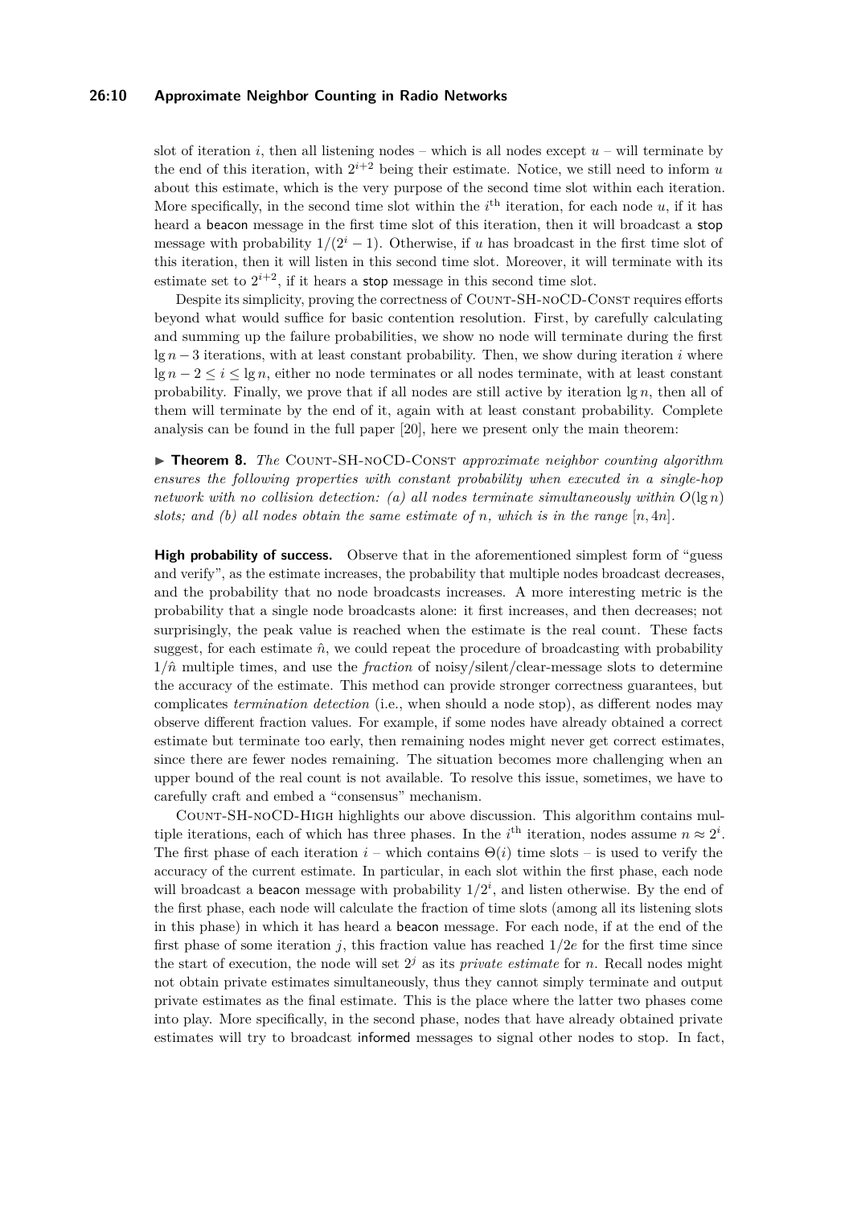slot of iteration $i$, then all listening nodes – which is all nodes except $u$ – will terminate by the end of this iteration, with $2^{i+2}$ being their estimate. Notice, we still need to inform $u$ about this estimate, which is the very purpose of the second time slot within each iteration. More specifically, in the second time slot within the $i^{\text{th}}$ iteration, for each node $u$, if it has heard a beacon message in the first time slot of this iteration, then it will broadcast a stop message with probability $1/(2^i - 1)$. Otherwise, if $u$ has broadcast in the first time slot of this iteration, then it will listen in this second time slot. Moreover, it will terminate with its estimate set to $2^{i+2}$, if it hears a stop message in this second time slot.

Despite its simplicity, proving the correctness of Count-SH-noCD-Const requires efforts beyond what would suffice for basic contention resolution. First, by carefully calculating and summing up the failure probabilities, we show no node will terminate during the first $\lg n - 3$ iterations, with at least constant probability. Then, we show during iteration $i$ where $\lg n - 2 \le i \le \lg n$, either no node terminates or all nodes terminate, with at least constant probability. Finally, we prove that if all nodes are still active by iteration $\lg n$, then all of them will terminate by the end of it, again with at least constant probability. Complete analysis can be found in the full paper [20], here we present only the main theorem:

▶ **Theorem 8.** *The* Count-SH-noCD-Const *approximate neighbor counting algorithm ensures the following properties with constant probability when executed in a single-hop network with no collision detection: (a) all nodes terminate simultaneously within $O(\lg n)$ slots; and (b) all nodes obtain the same estimate of $n$, which is in the range $[n, 4n]$.*

**High probability of success.** Observe that in the aforementioned simplest form of "guess and verify", as the estimate increases, the probability that multiple nodes broadcast decreases, and the probability that no node broadcasts increases. A more interesting metric is the probability that a single node broadcasts alone: it first increases, and then decreases; not surprisingly, the peak value is reached when the estimate is the real count. These facts suggest, for each estimate $\hat{n}$, we could repeat the procedure of broadcasting with probability $1/\hat{n}$ multiple times, and use the *fraction* of noisy/silent/clear-message slots to determine the accuracy of the estimate. This method can provide stronger correctness guarantees, but complicates *termination detection* (i.e., when should a node stop), as different nodes may observe different fraction values. For example, if some nodes have already obtained a correct estimate but terminate too early, then remaining nodes might never get correct estimates, since there are fewer nodes remaining. The situation becomes more challenging when an upper bound of the real count is not available. To resolve this issue, sometimes, we have to carefully craft and embed a "consensus" mechanism.

Count-SH-noCD-High highlights our above discussion. This algorithm contains multiple iterations, each of which has three phases. In the $i^{\text{th}}$ iteration, nodes assume $n \approx 2^i$. The first phase of each iteration $i$ – which contains $\Theta(i)$ time slots – is used to verify the accuracy of the current estimate. In particular, in each slot within the first phase, each node will broadcast a beacon message with probability $1/2^i$, and listen otherwise. By the end of the first phase, each node will calculate the fraction of time slots (among all its listening slots in this phase) in which it has heard a beacon message. For each node, if at the end of the first phase of some iteration $j$, this fraction value has reached $1/2e$ for the first time since the start of execution, the node will set $2^j$ as its *private estimate* for $n$. Recall nodes might not obtain private estimates simultaneously, thus they cannot simply terminate and output private estimates as the final estimate. This is the place where the latter two phases come into play. More specifically, in the second phase, nodes that have already obtained private estimates will try to broadcast informed messages to signal other nodes to stop. In fact,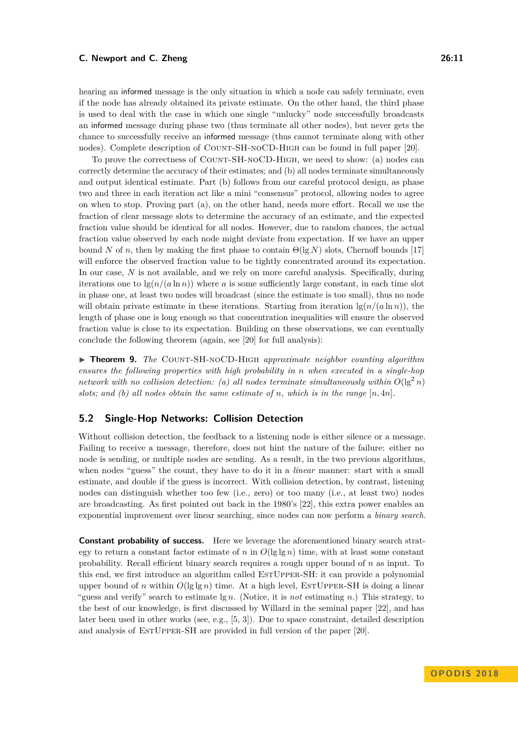hearing an informed message is the only situation in which a node can safely terminate, even if the node has already obtained its private estimate. On the other hand, the third phase is used to deal with the case in which one single "unlucky" node successfully broadcasts an informed message during phase two (thus terminate all other nodes), but never gets the chance to successfully receive an informed message (thus cannot terminate along with other nodes). Complete description of Count-SH-noCD-High can be found in full paper [20].

To prove the correctness of Count-SH-noCD-High, we need to show: (a) nodes can correctly determine the accuracy of their estimates; and (b) all nodes terminate simultaneously and output identical estimate. Part (b) follows from our careful protocol design, as phase two and three in each iteration act like a mini "consensus" protocol, allowing nodes to agree on when to stop. Proving part (a), on the other hand, needs more effort. Recall we use the fraction of clear message slots to determine the accuracy of an estimate, and the expected fraction value should be identical for all nodes. However, due to random chances, the actual fraction value observed by each node might deviate from expectation. If we have an upper bound $N$ of $n$, then by making the first phase to contain $\Theta(\lg N)$ slots, Chernoff bounds [17] will enforce the observed fraction value to be tightly concentrated around its expectation. In our case, $N$ is not available, and we rely on more careful analysis. Specifically, during iterations one to $\lg(n/(a \ln n))$ where $a$ is some sufficiently large constant, in each time slot in phase one, at least two nodes will broadcast (since the estimate is too small), thus no node will obtain private estimate in these iterations. Starting from iteration $\lg(n/(a \ln n))$, the length of phase one is long enough so that concentration inequalities will ensure the observed fraction value is close to its expectation. Building on these observations, we can eventually conclude the following theorem (again, see [20] for full analysis):

▶ **Theorem 9.** *The* Count-SH-noCD-High *approximate neighbor counting algorithm ensures the following properties with high probability in $n$ when executed in a single-hop network with no collision detection: (a) all nodes terminate simultaneously within $O(\lg^2 n)$ slots; and (b) all nodes obtain the same estimate of $n$, which is in the range $[n, 4n]$.*

## 5.2 Single-Hop Networks: Collision Detection

Without collision detection, the feedback to a listening node is either silence or a message. Failing to receive a message, therefore, does not hint the nature of the failure: either no node is sending, or multiple nodes are sending. As a result, in the two previous algorithms, when nodes "guess" the count, they have to do it in a *linear* manner: start with a small estimate, and double if the guess is incorrect. With collision detection, by contrast, listening nodes can distinguish whether too few (i.e., zero) or too many (i.e., at least two) nodes are broadcasting. As first pointed out back in the 1980's [22], this extra power enables an exponential improvement over linear searching, since nodes can now perform a *binary search*.

**Constant probability of success.** Here we leverage the aforementioned binary search strategy to return a constant factor estimate of $n$ in $O(\lg \lg n)$ time, with at least some constant probability. Recall efficient binary search requires a rough upper bound of $n$ as input. To this end, we first introduce an algorithm called EstUpper-SH: it can provide a polynomial upper bound of $n$ within $O(\lg \lg n)$ time. At a high level, EstUpper-SH is doing a linear "guess and verify" search to estimate $\lg n$. (Notice, it is *not* estimating $n$.) This strategy, to the best of our knowledge, is first discussed by Willard in the seminal paper [22], and has later been used in other works (see, e.g., [5, 3]). Due to space constraint, detailed description and analysis of EstUpper-SH are provided in full version of the paper [20].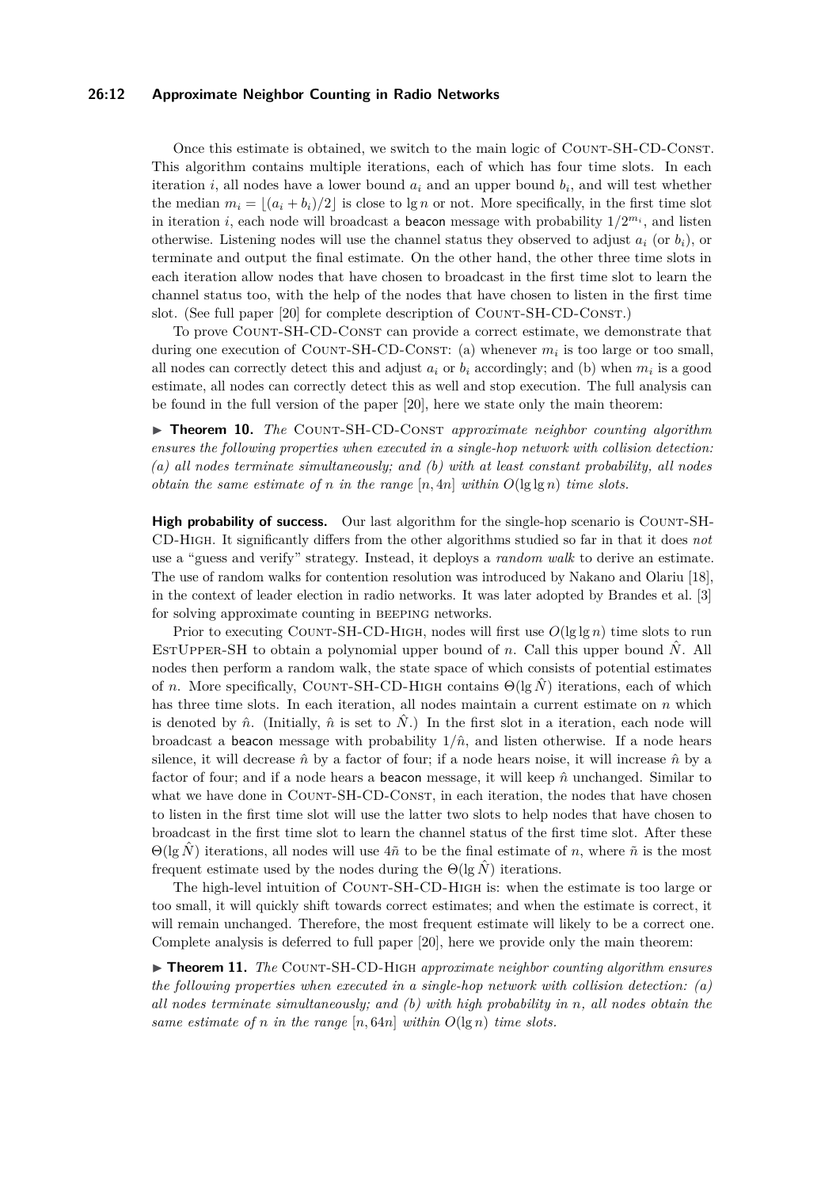Once this estimate is obtained, we switch to the main logic of Count-SH-CD-Const. This algorithm contains multiple iterations, each of which has four time slots. In each iteration $i$, all nodes have a lower bound $a_i$ and an upper bound $b_i$, and will test whether the median $m_i = \lfloor (a_i + b_i)/2 \rfloor$ is close to $\lg n$ or not. More specifically, in the first time slot in iteration $i$, each node will broadcast a beacon message with probability $1/2^{m_i}$, and listen otherwise. Listening nodes will use the channel status they observed to adjust $a_i$ (or $b_i$), or terminate and output the final estimate. On the other hand, the other three time slots in each iteration allow nodes that have chosen to broadcast in the first time slot to learn the channel status too, with the help of the nodes that have chosen to listen in the first time slot. (See full paper [20] for complete description of Count-SH-CD-Const.)

To prove Count-SH-CD-Const can provide a correct estimate, we demonstrate that during one execution of Count-SH-CD-Const: (a) whenever $m_i$ is too large or too small, all nodes can correctly detect this and adjust $a_i$ or $b_i$ accordingly; and (b) when $m_i$ is a good estimate, all nodes can correctly detect this as well and stop execution. The full analysis can be found in the full version of the paper [20], here we state only the main theorem:

▶ **Theorem 10.** *The* Count-SH-CD-Const *approximate neighbor counting algorithm ensures the following properties when executed in a single-hop network with collision detection: (a) all nodes terminate simultaneously; and (b) with at least constant probability, all nodes obtain the same estimate of $n$ in the range $[n, 4n]$ within $O(\lg \lg n)$ time slots.*

**High probability of success.** Our last algorithm for the single-hop scenario is Count-SH-CD-High. It significantly differs from the other algorithms studied so far in that it does *not* use a "guess and verify" strategy. Instead, it deploys a *random walk* to derive an estimate. The use of random walks for contention resolution was introduced by Nakano and Olariu [18], in the context of leader election in radio networks. It was later adopted by Brandes et al. [3] for solving approximate counting in beeping networks.

Prior to executing Count-SH-CD-High, nodes will first use $O(\lg \lg n)$ time slots to run EstUpper-SH to obtain a polynomial upper bound of $n$. Call this upper bound $\hat{N}$. All nodes then perform a random walk, the state space of which consists of potential estimates of $n$. More specifically, Count-SH-CD-High contains $\Theta(\lg \hat{N})$ iterations, each of which has three time slots. In each iteration, all nodes maintain a current estimate on $n$ which is denoted by $\hat{n}$. (Initially, $\hat{n}$ is set to $\hat{N}$.) In the first slot in a iteration, each node will broadcast a beacon message with probability $1/\hat{n}$, and listen otherwise. If a node hears silence, it will decrease $\hat{n}$ by a factor of four; if a node hears noise, it will increase $\hat{n}$ by a factor of four; and if a node hears a beacon message, it will keep $\hat{n}$ unchanged. Similar to what we have done in Count-SH-CD-Const, in each iteration, the nodes that have chosen to listen in the first time slot will use the latter two slots to help nodes that have chosen to broadcast in the first time slot to learn the channel status of the first time slot. After these $\Theta(\lg \hat{N})$ iterations, all nodes will use $4\tilde{n}$ to be the final estimate of $n$, where $\tilde{n}$ is the most frequent estimate used by the nodes during the $\Theta(\lg \hat{N})$ iterations.

The high-level intuition of Count-SH-CD-High is: when the estimate is too large or too small, it will quickly shift towards correct estimates; and when the estimate is correct, it will remain unchanged. Therefore, the most frequent estimate will likely to be a correct one. Complete analysis is deferred to full paper [20], here we provide only the main theorem:

▶ **Theorem 11.** *The* Count-SH-CD-High *approximate neighbor counting algorithm ensures the following properties when executed in a single-hop network with collision detection: (a) all nodes terminate simultaneously; and (b) with high probability in $n$, all nodes obtain the same estimate of $n$ in the range $[n, 64n]$ within $O(\lg n)$ time slots.*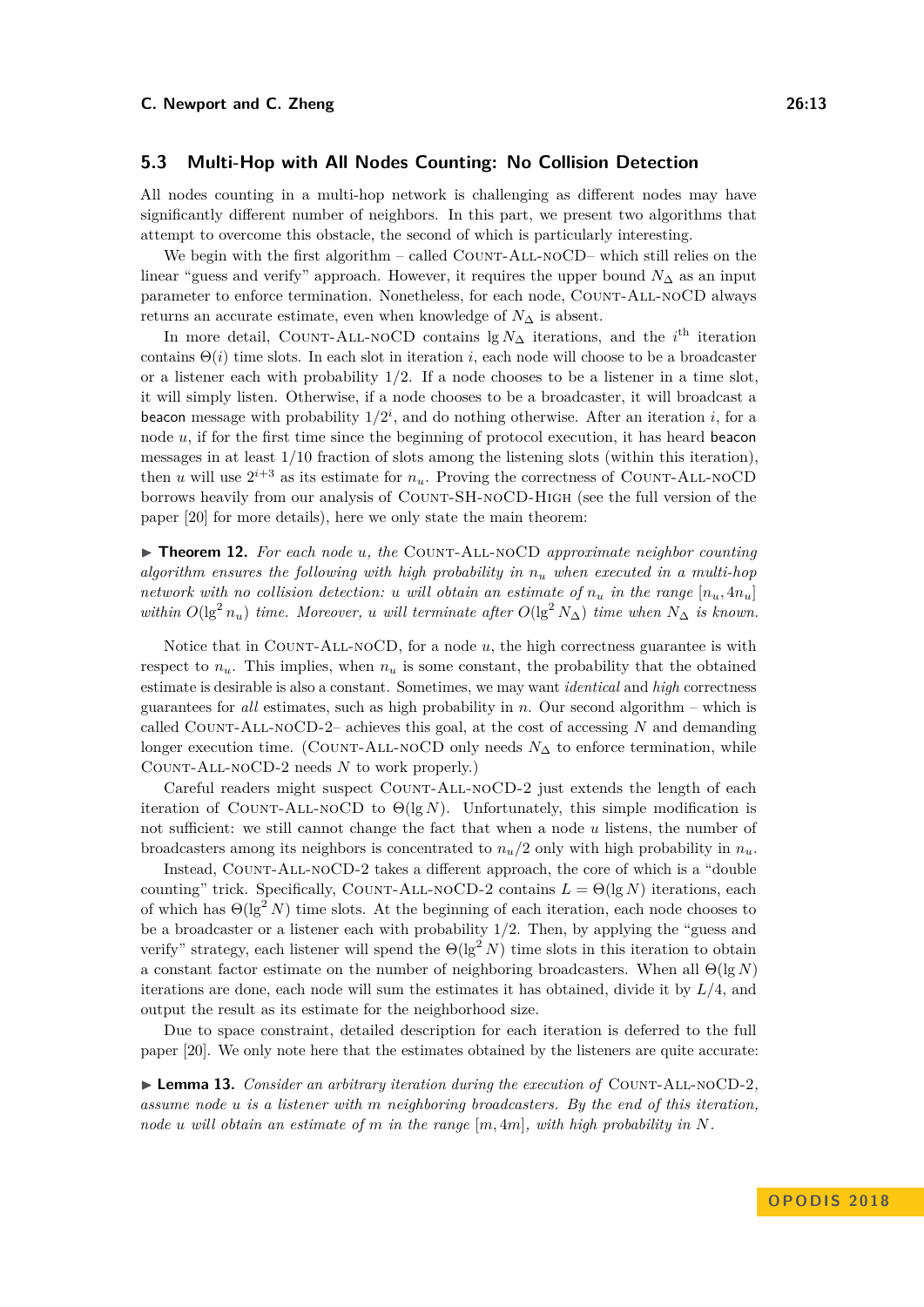### 5.3 Multi-Hop with All Nodes Counting: No Collision Detection

All nodes counting in a multi-hop network is challenging as different nodes may have significantly different number of neighbors. In this part, we present two algorithms that attempt to overcome this obstacle, the second of which is particularly interesting.

We begin with the first algorithm – called Count-All-noCD– which still relies on the linear "guess and verify" approach. However, it requires the upper bound $N_\Delta$ as an input parameter to enforce termination. Nonetheless, for each node, Count-All-noCD always returns an accurate estimate, even when knowledge of $N_\Delta$ is absent.

In more detail, Count-All-noCD contains $\lg N_\Delta$ iterations, and the $i^{\text{th}}$ iteration contains $\Theta(i)$ time slots. In each slot in iteration $i$, each node will choose to be a broadcaster or a listener each with probability $1/2$. If a node chooses to be a listener in a time slot, it will simply listen. Otherwise, if a node chooses to be a broadcaster, it will broadcast a beacon message with probability $1/2^i$, and do nothing otherwise. After an iteration $i$, for a node $u$, if for the first time since the beginning of protocol execution, it has heard beacon messages in at least $1/10$ fraction of slots among the listening slots (within this iteration), then $u$ will use $2^{i+3}$ as its estimate for $n_u$. Proving the correctness of Count-All-noCD borrows heavily from our analysis of Count-SH-noCD-High (see the full version of the paper [20] for more details), here we only state the main theorem:

▶ **Theorem 12.** *For each node $u$, the* Count-All-noCD *approximate neighbor counting algorithm ensures the following with high probability in $n_u$ when executed in a multi-hop network with no collision detection: $u$ will obtain an estimate of $n_u$ in the range $[n_u, 4n_u]$ within $O(\lg^2 n_u)$ time. Moreover, $u$ will terminate after $O(\lg^2 N_\Delta)$ time when $N_\Delta$ is known.*

Notice that in Count-All-noCD, for a node $u$, the high correctness guarantee is with respect to $n_u$. This implies, when $n_u$ is some constant, the probability that the obtained estimate is desirable is also a constant. Sometimes, we may want *identical* and *high* correctness guarantees for *all* estimates, such as high probability in $n$. Our second algorithm – which is called Count-All-noCD-2– achieves this goal, at the cost of accessing $N$ and demanding longer execution time. (Count-All-noCD only needs $N_\Delta$ to enforce termination, while Count-All-noCD-2 needs $N$ to work properly.)

Careful readers might suspect Count-All-noCD-2 just extends the length of each iteration of Count-All-noCD to $\Theta(\lg N)$. Unfortunately, this simple modification is not sufficient: we still cannot change the fact that when a node $u$ listens, the number of broadcasters among its neighbors is concentrated to $n_u/2$ only with high probability in $n_u$.

Instead, Count-All-noCD-2 takes a different approach, the core of which is a "double counting" trick. Specifically, Count-All-noCD-2 contains $L = \Theta(\lg N)$ iterations, each of which has $\Theta(\lg^2 N)$ time slots. At the beginning of each iteration, each node chooses to be a broadcaster or a listener each with probability $1/2$. Then, by applying the "guess and verify" strategy, each listener will spend the $\Theta(\lg^2 N)$ time slots in this iteration to obtain a constant factor estimate on the number of neighboring broadcasters. When all $\Theta(\lg N)$ iterations are done, each node will sum the estimates it has obtained, divide it by $L/4$, and output the result as its estimate for the neighborhood size.

Due to space constraint, detailed description for each iteration is deferred to the full paper [20]. We only note here that the estimates obtained by the listeners are quite accurate:

▶ **Lemma 13.** *Consider an arbitrary iteration during the execution of* Count-All-noCD-2*, assume node $u$ is a listener with $m$ neighboring broadcasters. By the end of this iteration, node $u$ will obtain an estimate of $m$ in the range $[m, 4m]$, with high probability in $N$.*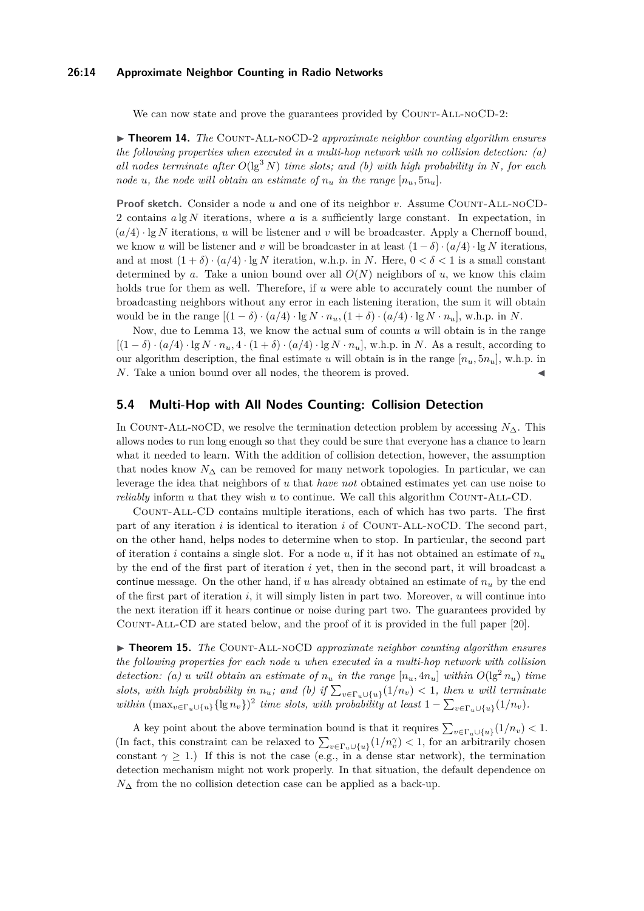We can now state and prove the guarantees provided by Count-All-noCD-2:

▶ **Theorem 14.** *The* Count-All-noCD-2 *approximate neighbor counting algorithm ensures the following properties when executed in a multi-hop network with no collision detection: (a) all nodes terminate after $O(\lg^3 N)$ time slots; and (b) with high probability in $N$, for each node $u$, the node will obtain an estimate of $n_u$ in the range $[n_u, 5n_u]$.*

**Proof sketch.** Consider a node $u$ and one of its neighbor $v$. Assume Count-All-noCD-2 contains $a \lg N$ iterations, where $a$ is a sufficiently large constant. In expectation, in $(a/4) \cdot \lg N$ iterations, $u$ will be listener and $v$ will be broadcaster. Apply a Chernoff bound, we know $u$ will be listener and $v$ will be broadcaster in at least $(1-\delta) \cdot (a/4) \cdot \lg N$ iterations, and at most $(1+\delta) \cdot (a/4) \cdot \lg N$ iteration, w.h.p. in $N$. Here, $0 < \delta < 1$ is a small constant determined by $a$. Take a union bound over all $O(N)$ neighbors of $u$, we know this claim holds true for them as well. Therefore, if $u$ were able to accurately count the number of broadcasting neighbors without any error in each listening iteration, the sum it will obtain would be in the range $[(1-\delta) \cdot (a/4) \cdot \lg N \cdot n_u, (1+\delta) \cdot (a/4) \cdot \lg N \cdot n_u]$, w.h.p. in $N$.

Now, due to Lemma 13, we know the actual sum of counts $u$ will obtain is in the range $[(1-\delta) \cdot (a/4) \cdot \lg N \cdot n_u, 4 \cdot (1+\delta) \cdot (a/4) \cdot \lg N \cdot n_u]$, w.h.p. in $N$. As a result, according to our algorithm description, the final estimate $u$ will obtain is in the range $[n_u, 5n_u]$, w.h.p. in $N$. Take a union bound over all nodes, the theorem is proved. ◀

## 5.4 Multi-Hop with All Nodes Counting: Collision Detection

In Count-All-noCD, we resolve the termination detection problem by accessing $N_\Delta$. This allows nodes to run long enough so that they could be sure that everyone has a chance to learn what it needed to learn. With the addition of collision detection, however, the assumption that nodes know $N_\Delta$ can be removed for many network topologies. In particular, we can leverage the idea that neighbors of $u$ that *have not* obtained estimates yet can use noise to *reliably* inform $u$ that they wish $u$ to continue. We call this algorithm Count-All-CD.

Count-All-CD contains multiple iterations, each of which has two parts. The first part of any iteration $i$ is identical to iteration $i$ of Count-All-noCD. The second part, on the other hand, helps nodes to determine when to stop. In particular, the second part of iteration $i$ contains a single slot. For a node $u$, if it has not obtained an estimate of $n_u$ by the end of the first part of iteration $i$ yet, then in the second part, it will broadcast a continue message. On the other hand, if $u$ has already obtained an estimate of $n_u$ by the end of the first part of iteration $i$, it will simply listen in part two. Moreover, $u$ will continue into the next iteration iff it hears continue or noise during part two. The guarantees provided by Count-All-CD are stated below, and the proof of it is provided in the full paper [20].

▶ **Theorem 15.** *The* Count-All-noCD *approximate neighbor counting algorithm ensures the following properties for each node $u$ when executed in a multi-hop network with collision detection: (a) $u$ will obtain an estimate of $n_u$ in the range $[n_u, 4n_u]$ within $O(\lg^2 n_u)$ time slots, with high probability in $n_u$; and (b) if $\sum_{v \in \Gamma_u \cup \{u\}} (1/n_v) < 1$, then $u$ will terminate within $(\max_{v \in \Gamma_u \cup \{u\}} \{\lg n_v\})^2$ time slots, with probability at least $1 - \sum_{v \in \Gamma_u \cup \{u\}} (1/n_v)$.*

A key point about the above termination bound is that it requires $\sum_{v \in \Gamma_u \cup \{u\}} (1/n_v) < 1$. (In fact, this constraint can be relaxed to $\sum_{v \in \Gamma_u \cup \{u\}} (1/n_v^\gamma) < 1$, for an arbitrarily chosen constant $\gamma \geq 1$.) If this is not the case (e.g., in a dense star network), the termination detection mechanism might not work properly. In that situation, the default dependence on $N_\Delta$ from the no collision detection case can be applied as a back-up.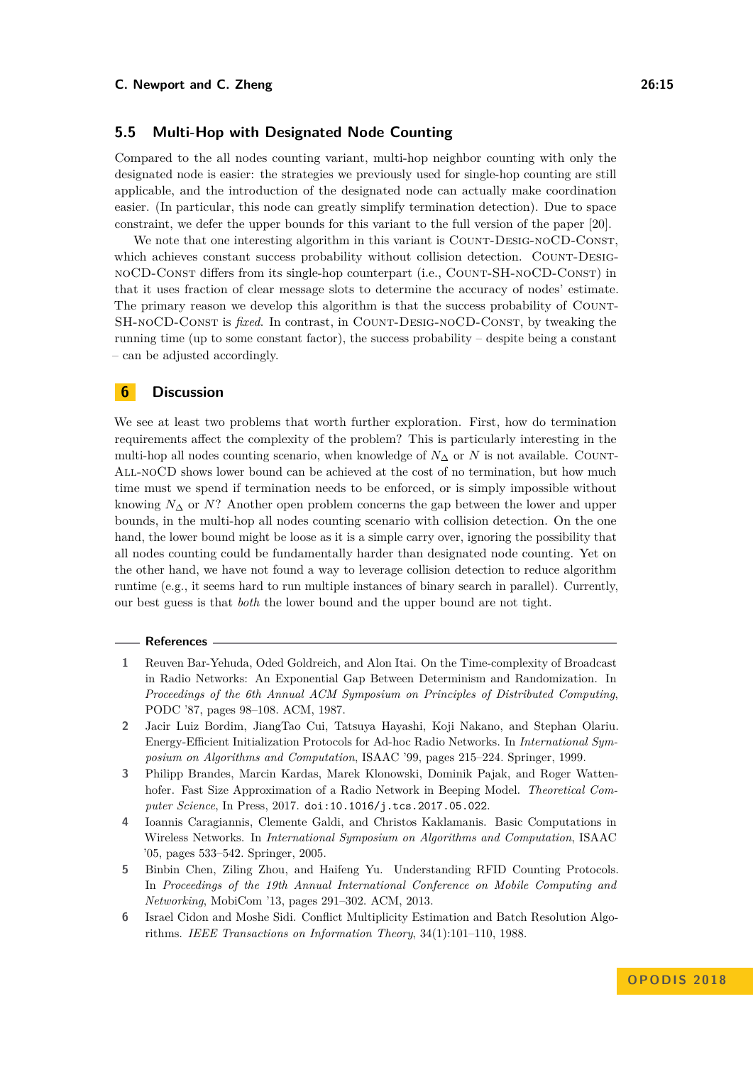### 5.5 Multi-Hop with Designated Node Counting

Compared to the all nodes counting variant, multi-hop neighbor counting with only the designated node is easier: the strategies we previously used for single-hop counting are still applicable, and the introduction of the designated node can actually make coordination easier. (In particular, this node can greatly simplify termination detection). Due to space constraint, we defer the upper bounds for this variant to the full version of the paper [20].

We note that one interesting algorithm in this variant is Count-Desig-noCD-Const, which achieves constant success probability without collision detection. Count-Desig-noCD-Const differs from its single-hop counterpart (i.e., Count-SH-noCD-Const) in that it uses fraction of clear message slots to determine the accuracy of nodes' estimate. The primary reason we develop this algorithm is that the success probability of Count-SH-noCD-Const is *fixed*. In contrast, in Count-Desig-noCD-Const, by tweaking the running time (up to some constant factor), the success probability – despite being a constant – can be adjusted accordingly.

## 6 Discussion

We see at least two problems that worth further exploration. First, how do termination requirements affect the complexity of the problem? This is particularly interesting in the multi-hop all nodes counting scenario, when knowledge of $N_\Delta$ or $N$ is not available. Count-All-noCD shows lower bound can be achieved at the cost of no termination, but how much time must we spend if termination needs to be enforced, or is simply impossible without knowing $N_\Delta$ or $N$? Another open problem concerns the gap between the lower and upper bounds, in the multi-hop all nodes counting scenario with collision detection. On the one hand, the lower bound might be loose as it is a simple carry over, ignoring the possibility that all nodes counting could be fundamentally harder than designated node counting. Yet on the other hand, we have not found a way to leverage collision detection to reduce algorithm runtime (e.g., it seems hard to run multiple instances of binary search in parallel). Currently, our best guess is that *both* the lower bound and the upper bound are not tight.

## References

1. Reuven Bar-Yehuda, Oded Goldreich, and Alon Itai. On the Time-complexity of Broadcast in Radio Networks: An Exponential Gap Between Determinism and Randomization. In *Proceedings of the 6th Annual ACM Symposium on Principles of Distributed Computing*, PODC '87, pages 98–108. ACM, 1987.
2. Jacir Luiz Bordim, JiangTao Cui, Tatsuya Hayashi, Koji Nakano, and Stephan Olariu. Energy-Efficient Initialization Protocols for Ad-hoc Radio Networks. In *International Symposium on Algorithms and Computation*, ISAAC '99, pages 215–224. Springer, 1999.
3. Philipp Brandes, Marcin Kardas, Marek Klonowski, Dominik Pajak, and Roger Wattenhofer. Fast Size Approximation of a Radio Network in Beeping Model. *Theoretical Computer Science*, In Press, 2017. doi:10.1016/j.tcs.2017.05.022.
4. Ioannis Caragiannis, Clemente Galdi, and Christos Kaklamanis. Basic Computations in Wireless Networks. In *International Symposium on Algorithms and Computation*, ISAAC '05, pages 533–542. Springer, 2005.
5. Binbin Chen, Ziling Zhou, and Haifeng Yu. Understanding RFID Counting Protocols. In *Proceedings of the 19th Annual International Conference on Mobile Computing and Networking*, MobiCom '13, pages 291–302. ACM, 2013.
6. Israel Cidon and Moshe Sidi. Conflict Multiplicity Estimation and Batch Resolution Algorithms. *IEEE Transactions on Information Theory*, 34(1):101–110, 1988.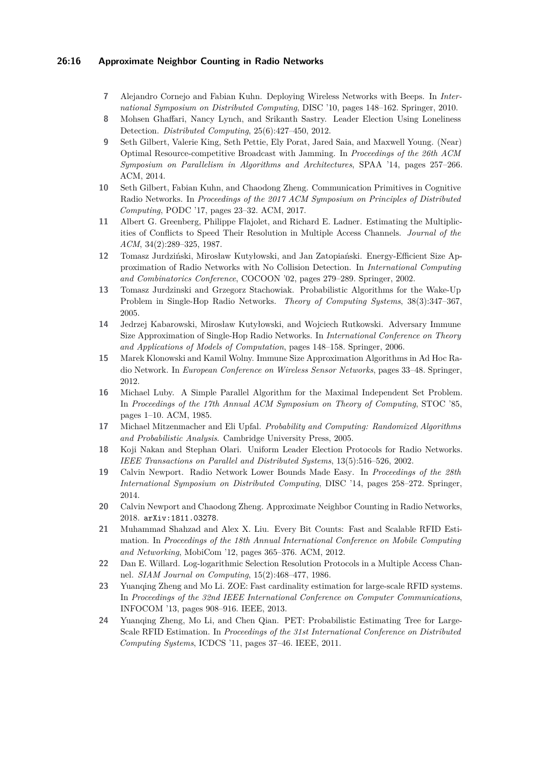7 Alejandro Cornejo and Fabian Kuhn. Deploying Wireless Networks with Beeps. In *International Symposium on Distributed Computing*, DISC '10, pages 148–162. Springer, 2010.

8 Mohsen Ghaffari, Nancy Lynch, and Srikanth Sastry. Leader Election Using Loneliness Detection. *Distributed Computing*, 25(6):427–450, 2012.

9 Seth Gilbert, Valerie King, Seth Pettie, Ely Porat, Jared Saia, and Maxwell Young. (Near) Optimal Resource-competitive Broadcast with Jamming. In *Proceedings of the 26th ACM Symposium on Parallelism in Algorithms and Architectures*, SPAA '14, pages 257–266. ACM, 2014.

10 Seth Gilbert, Fabian Kuhn, and Chaodong Zheng. Communication Primitives in Cognitive Radio Networks. In *Proceedings of the 2017 ACM Symposium on Principles of Distributed Computing*, PODC '17, pages 23–32. ACM, 2017.

11 Albert G. Greenberg, Philippe Flajolet, and Richard E. Ladner. Estimating the Multiplicities of Conflicts to Speed Their Resolution in Multiple Access Channels. *Journal of the ACM*, 34(2):289–325, 1987.

12 Tomasz Jurdziński, Mirosław Kutyłowski, and Jan Zatopiański. Energy-Efficient Size Approximation of Radio Networks with No Collision Detection. In *International Computing and Combinatorics Conference*, COCOON '02, pages 279–289. Springer, 2002.

13 Tomasz Jurdzinski and Grzegorz Stachowiak. Probabilistic Algorithms for the Wake-Up Problem in Single-Hop Radio Networks. *Theory of Computing Systems*, 38(3):347–367, 2005.

14 Jedrzej Kabarowski, Mirosław Kutyłowski, and Wojciech Rutkowski. Adversary Immune Size Approximation of Single-Hop Radio Networks. In *International Conference on Theory and Applications of Models of Computation*, pages 148–158. Springer, 2006.

15 Marek Klonowski and Kamil Wolny. Immune Size Approximation Algorithms in Ad Hoc Radio Network. In *European Conference on Wireless Sensor Networks*, pages 33–48. Springer, 2012.

16 Michael Luby. A Simple Parallel Algorithm for the Maximal Independent Set Problem. In *Proceedings of the 17th Annual ACM Symposium on Theory of Computing*, STOC '85, pages 1–10. ACM, 1985.

17 Michael Mitzenmacher and Eli Upfal. *Probability and Computing: Randomized Algorithms and Probabilistic Analysis*. Cambridge University Press, 2005.

18 Koji Nakan and Stephan Olari. Uniform Leader Election Protocols for Radio Networks. *IEEE Transactions on Parallel and Distributed Systems*, 13(5):516–526, 2002.

19 Calvin Newport. Radio Network Lower Bounds Made Easy. In *Proceedings of the 28th International Symposium on Distributed Computing*, DISC '14, pages 258–272. Springer, 2014.

20 Calvin Newport and Chaodong Zheng. Approximate Neighbor Counting in Radio Networks, 2018. arXiv:1811.03278.

21 Muhammad Shahzad and Alex X. Liu. Every Bit Counts: Fast and Scalable RFID Estimation. In *Proceedings of the 18th Annual International Conference on Mobile Computing and Networking*, MobiCom '12, pages 365–376. ACM, 2012.

22 Dan E. Willard. Log-logarithmic Selection Resolution Protocols in a Multiple Access Channel. *SIAM Journal on Computing*, 15(2):468–477, 1986.

23 Yuanqing Zheng and Mo Li. ZOE: Fast cardinality estimation for large-scale RFID systems. In *Proceedings of the 32nd IEEE International Conference on Computer Communications*, INFOCOM '13, pages 908–916. IEEE, 2013.

24 Yuanqing Zheng, Mo Li, and Chen Qian. PET: Probabilistic Estimating Tree for Large-Scale RFID Estimation. In *Proceedings of the 31st International Conference on Distributed Computing Systems*, ICDCS '11, pages 37–46. IEEE, 2011.